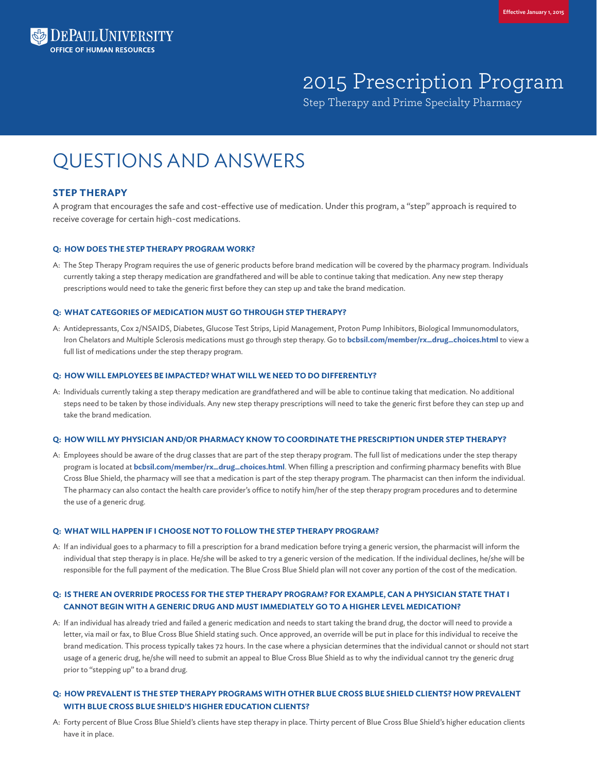Effective January 1, 2015

DePaul University
OFFICE OF HUMAN RESOURCES

# 2015 Prescription Program

Step Therapy and Prime Specialty Pharmacy

# QUESTIONS AND ANSWERS

## STEP THERAPY

A program that encourages the safe and cost-effective use of medication. Under this program, a “step” approach is required to receive coverage for certain high-cost medications.

### Q: HOW DOES THE STEP THERAPY PROGRAM WORK?

A: The Step Therapy Program requires the use of generic products before brand medication will be covered by the pharmacy program. Individuals currently taking a step therapy medication are grandfathered and will be able to continue taking that medication. Any new step therapy prescriptions would need to take the generic first before they can step up and take the brand medication.

### Q: WHAT CATEGORIES OF MEDICATION MUST GO THROUGH STEP THERAPY?

A: Antidepressants, Cox 2/NSAIDS, Diabetes, Glucose Test Strips, Lipid Management, Proton Pump Inhibitors, Biological Immunomodulators, Iron Chelators and Multiple Sclerosis medications must go through step therapy. Go to **bcbsil.com/member/rx_drug_choices.html** to view a full list of medications under the step therapy program.

### Q: HOW WILL EMPLOYEES BE IMPACTED? WHAT WILL WE NEED TO DO DIFFERENTLY?

A: Individuals currently taking a step therapy medication are grandfathered and will be able to continue taking that medication. No additional steps need to be taken by those individuals. Any new step therapy prescriptions will need to take the generic first before they can step up and take the brand medication.

### Q: HOW WILL MY PHYSICIAN AND/OR PHARMACY KNOW TO COORDINATE THE PRESCRIPTION UNDER STEP THERAPY?

A: Employees should be aware of the drug classes that are part of the step therapy program. The full list of medications under the step therapy program is located at **bcbsil.com/member/rx_drug_choices.html**. When filling a prescription and confirming pharmacy benefits with Blue Cross Blue Shield, the pharmacy will see that a medication is part of the step therapy program. The pharmacist can then inform the individual. The pharmacy can also contact the health care provider’s office to notify him/her of the step therapy program procedures and to determine the use of a generic drug.

### Q: WHAT WILL HAPPEN IF I CHOOSE NOT TO FOLLOW THE STEP THERAPY PROGRAM?

A: If an individual goes to a pharmacy to fill a prescription for a brand medication before trying a generic version, the pharmacist will inform the individual that step therapy is in place. He/she will be asked to try a generic version of the medication. If the individual declines, he/she will be responsible for the full payment of the medication. The Blue Cross Blue Shield plan will not cover any portion of the cost of the medication.

### Q: IS THERE AN OVERRIDE PROCESS FOR THE STEP THERAPY PROGRAM? FOR EXAMPLE, CAN A PHYSICIAN STATE THAT I CANNOT BEGIN WITH A GENERIC DRUG AND MUST IMMEDIATELY GO TO A HIGHER LEVEL MEDICATION?

A: If an individual has already tried and failed a generic medication and needs to start taking the brand drug, the doctor will need to provide a letter, via mail or fax, to Blue Cross Blue Shield stating such. Once approved, an override will be put in place for this individual to receive the brand medication. This process typically takes 72 hours. In the case where a physician determines that the individual cannot or should not start usage of a generic drug, he/she will need to submit an appeal to Blue Cross Blue Shield as to why the individual cannot try the generic drug prior to “stepping up” to a brand drug.

### Q: HOW PREVALENT IS THE STEP THERAPY PROGRAMS WITH OTHER BLUE CROSS BLUE SHIELD CLIENTS? HOW PREVALENT WITH BLUE CROSS BLUE SHIELD’S HIGHER EDUCATION CLIENTS?

A: Forty percent of Blue Cross Blue Shield’s clients have step therapy in place. Thirty percent of Blue Cross Blue Shield’s higher education clients have it in place.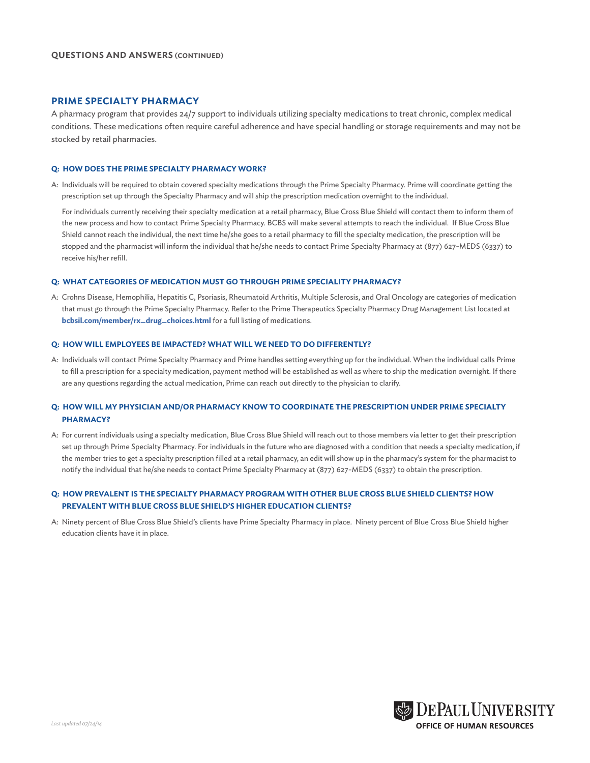**QUESTIONS AND ANSWERS (CONTINUED)**

## PRIME SPECIALTY PHARMACY

A pharmacy program that provides 24/7 support to individuals utilizing specialty medications to treat chronic, complex medical conditions. These medications often require careful adherence and have special handling or storage requirements and may not be stocked by retail pharmacies.

### Q: HOW DOES THE PRIME SPECIALTY PHARMACY WORK?

A: Individuals will be required to obtain covered specialty medications through the Prime Specialty Pharmacy. Prime will coordinate getting the prescription set up through the Specialty Pharmacy and will ship the prescription medication overnight to the individual.

For individuals currently receiving their specialty medication at a retail pharmacy, Blue Cross Blue Shield will contact them to inform them of the new process and how to contact Prime Specialty Pharmacy. BCBS will make several attempts to reach the individual. If Blue Cross Blue Shield cannot reach the individual, the next time he/she goes to a retail pharmacy to fill the specialty medication, the prescription will be stopped and the pharmacist will inform the individual that he/she needs to contact Prime Specialty Pharmacy at (877) 627-MEDS (6337) to receive his/her refill.

### Q: WHAT CATEGORIES OF MEDICATION MUST GO THROUGH PRIME SPECIALITY PHARMACY?

A: Crohns Disease, Hemophilia, Hepatitis C, Psoriasis, Rheumatoid Arthritis, Multiple Sclerosis, and Oral Oncology are categories of medication that must go through the Prime Specialty Pharmacy. Refer to the Prime Therapeutics Specialty Pharmacy Drug Management List located at **bcbsil.com/member/rx_drug_choices.html** for a full listing of medications.

### Q: HOW WILL EMPLOYEES BE IMPACTED? WHAT WILL WE NEED TO DO DIFFERENTLY?

A: Individuals will contact Prime Specialty Pharmacy and Prime handles setting everything up for the individual. When the individual calls Prime to fill a prescription for a specialty medication, payment method will be established as well as where to ship the medication overnight. If there are any questions regarding the actual medication, Prime can reach out directly to the physician to clarify.

### Q: HOW WILL MY PHYSICIAN AND/OR PHARMACY KNOW TO COORDINATE THE PRESCRIPTION UNDER PRIME SPECIALTY PHARMACY?

A: For current individuals using a specialty medication, Blue Cross Blue Shield will reach out to those members via letter to get their prescription set up through Prime Specialty Pharmacy. For individuals in the future who are diagnosed with a condition that needs a specialty medication, if the member tries to get a specialty prescription filled at a retail pharmacy, an edit will show up in the pharmacy's system for the pharmacist to notify the individual that he/she needs to contact Prime Specialty Pharmacy at (877) 627-MEDS (6337) to obtain the prescription.

### Q: HOW PREVALENT IS THE SPECIALTY PHARMACY PROGRAM WITH OTHER BLUE CROSS BLUE SHIELD CLIENTS? HOW PREVALENT WITH BLUE CROSS BLUE SHIELD'S HIGHER EDUCATION CLIENTS?

A: Ninety percent of Blue Cross Blue Shield's clients have Prime Specialty Pharmacy in place. Ninety percent of Blue Cross Blue Shield higher education clients have it in place.

*Last updated 07/24/14*

DEPAUL UNIVERSITY
OFFICE OF HUMAN RESOURCES